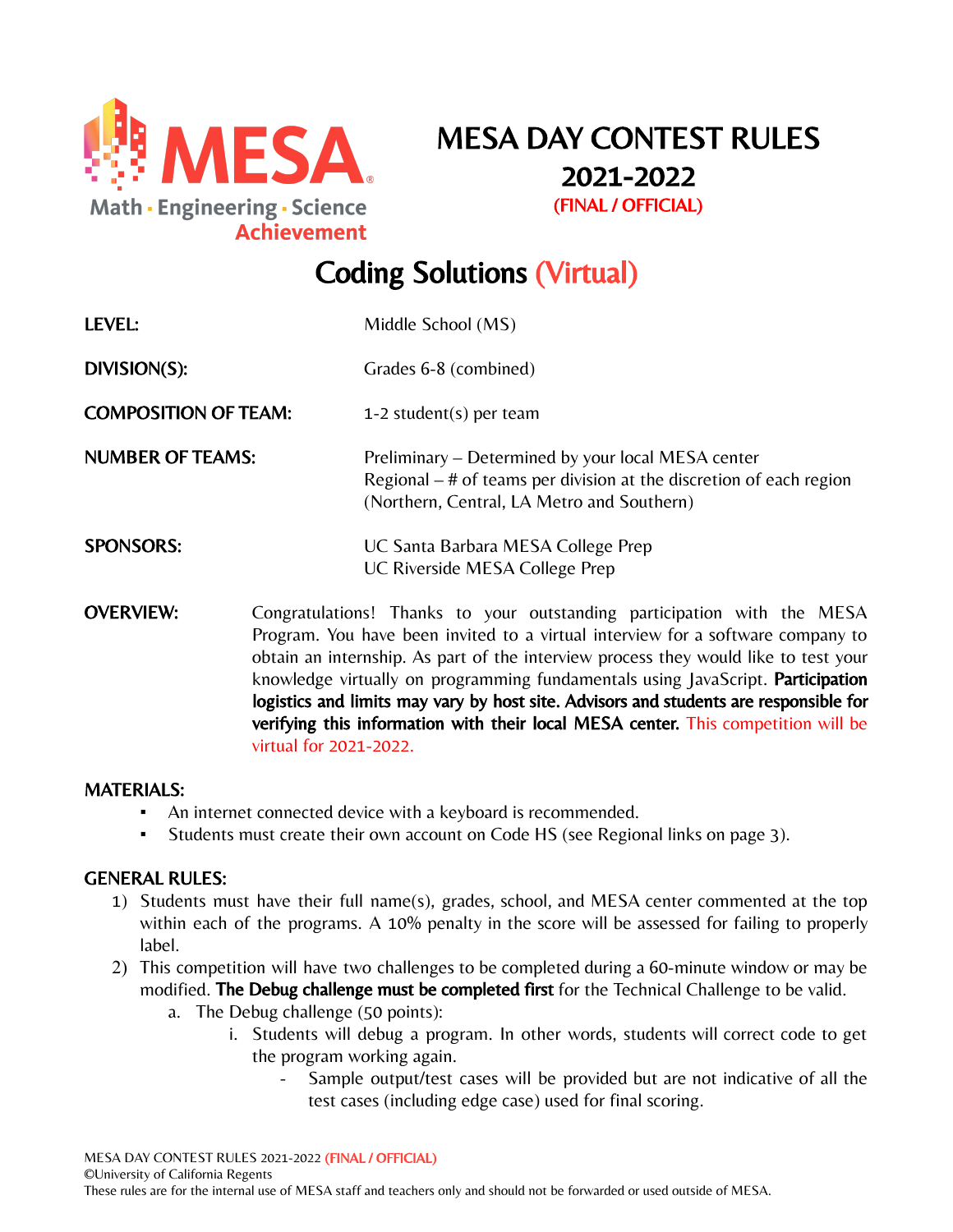MESA

Math · Engineering · Science Achievement

# MESA DAY CONTEST RULES 2021-2022

(FINAL / OFFICIAL)

# Coding Solutions (Virtual)

**LEVEL:** Middle School (MS)

**DIVISION(S):** Grades 6-8 (combined)

**COMPOSITION OF TEAM:** 1-2 student(s) per team

**NUMBER OF TEAMS:** Preliminary – Determined by your local MESA center
Regional – # of teams per division at the discretion of each region (Northern, Central, LA Metro and Southern)

**SPONSORS:** UC Santa Barbara MESA College Prep
UC Riverside MESA College Prep

**OVERVIEW:** Congratulations! Thanks to your outstanding participation with the MESA Program. You have been invited to a virtual interview for a software company to obtain an internship. As part of the interview process they would like to test your knowledge virtually on programming fundamentals using JavaScript. **Participation logistics and limits may vary by host site. Advisors and students are responsible for verifying this information with their local MESA center.** This competition will be virtual for 2021-2022.

## MATERIALS:

- An internet connected device with a keyboard is recommended.
- Students must create their own account on Code HS (see Regional links on page 3).

## GENERAL RULES:

1) Students must have their full name(s), grades, school, and MESA center commented at the top within each of the programs. A 10% penalty in the score will be assessed for failing to properly label.
2) This competition will have two challenges to be completed during a 60-minute window or may be modified. **The Debug challenge must be completed first** for the Technical Challenge to be valid.
   a. The Debug challenge (50 points):
      i. Students will debug a program. In other words, students will correct code to get the program working again.
         - Sample output/test cases will be provided but are not indicative of all the test cases (including edge case) used for final scoring.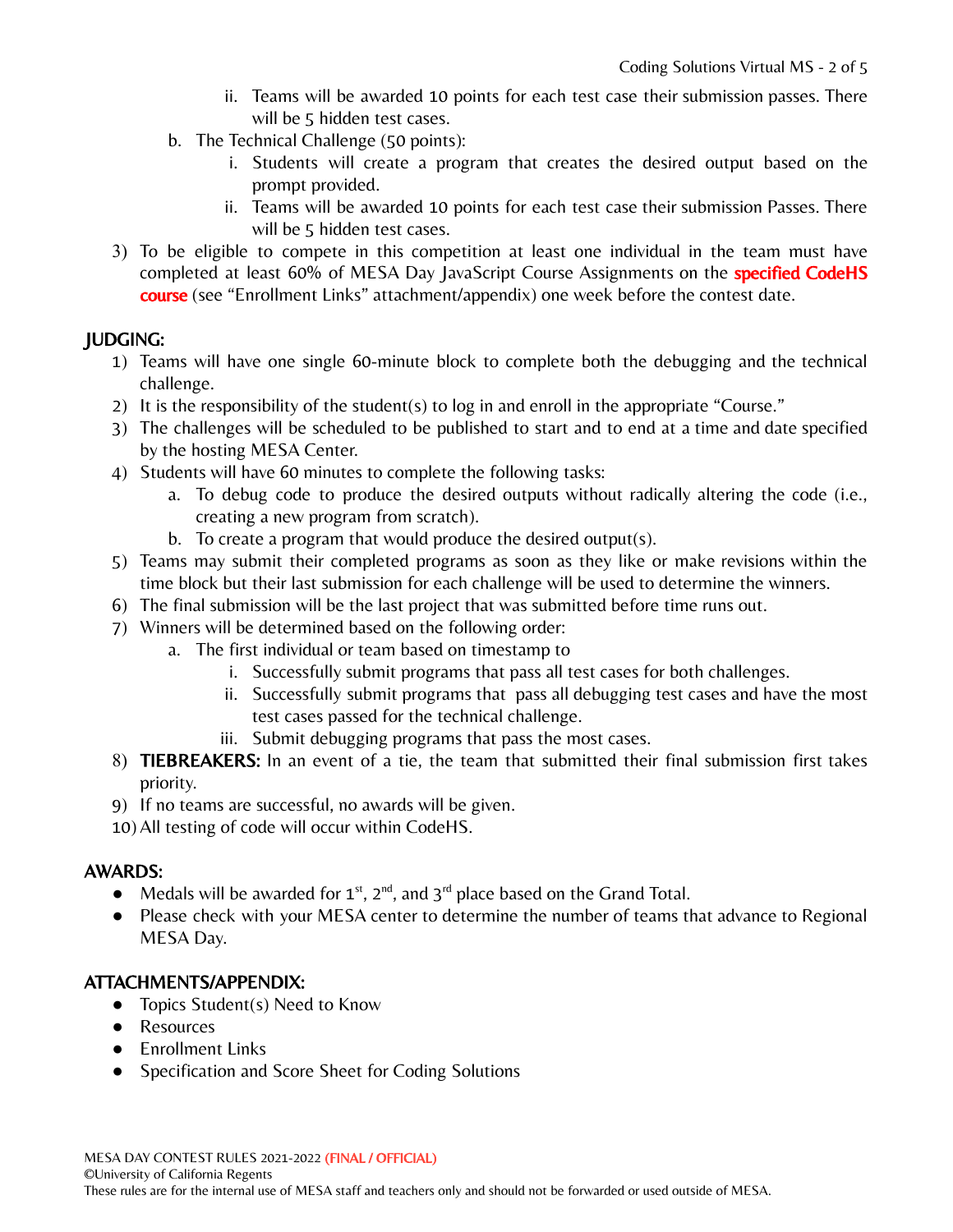ii. Teams will be awarded 10 points for each test case their submission passes. There will be 5 hidden test cases.

b. The Technical Challenge (50 points):

   i. Students will create a program that creates the desired output based on the prompt provided.

   ii. Teams will be awarded 10 points for each test case their submission Passes. There will be 5 hidden test cases.

3) To be eligible to compete in this competition at least one individual in the team must have completed at least 60% of MESA Day JavaScript Course Assignments on the **specified CodeHS course** (see "Enrollment Links" attachment/appendix) one week before the contest date.

## JUDGING:

1) Teams will have one single 60-minute block to complete both the debugging and the technical challenge.
2) It is the responsibility of the student(s) to log in and enroll in the appropriate "Course."
3) The challenges will be scheduled to be published to start and to end at a time and date specified by the hosting MESA Center.
4) Students will have 60 minutes to complete the following tasks:
   a. To debug code to produce the desired outputs without radically altering the code (i.e., creating a new program from scratch).
   b. To create a program that would produce the desired output(s).
5) Teams may submit their completed programs as soon as they like or make revisions within the time block but their last submission for each challenge will be used to determine the winners.
6) The final submission will be the last project that was submitted before time runs out.
7) Winners will be determined based on the following order:
   a. The first individual or team based on timestamp to
      i. Successfully submit programs that pass all test cases for both challenges.
      ii. Successfully submit programs that pass all debugging test cases and have the most test cases passed for the technical challenge.
      iii. Submit debugging programs that pass the most cases.
8) **TIEBREAKERS:** In an event of a tie, the team that submitted their final submission first takes priority.
9) If no teams are successful, no awards will be given.
10) All testing of code will occur within CodeHS.

## AWARDS:

- Medals will be awarded for 1st, 2nd, and 3rd place based on the Grand Total.
- Please check with your MESA center to determine the number of teams that advance to Regional MESA Day.

## ATTACHMENTS/APPENDIX:

- Topics Student(s) Need to Know
- Resources
- Enrollment Links
- Specification and Score Sheet for Coding Solutions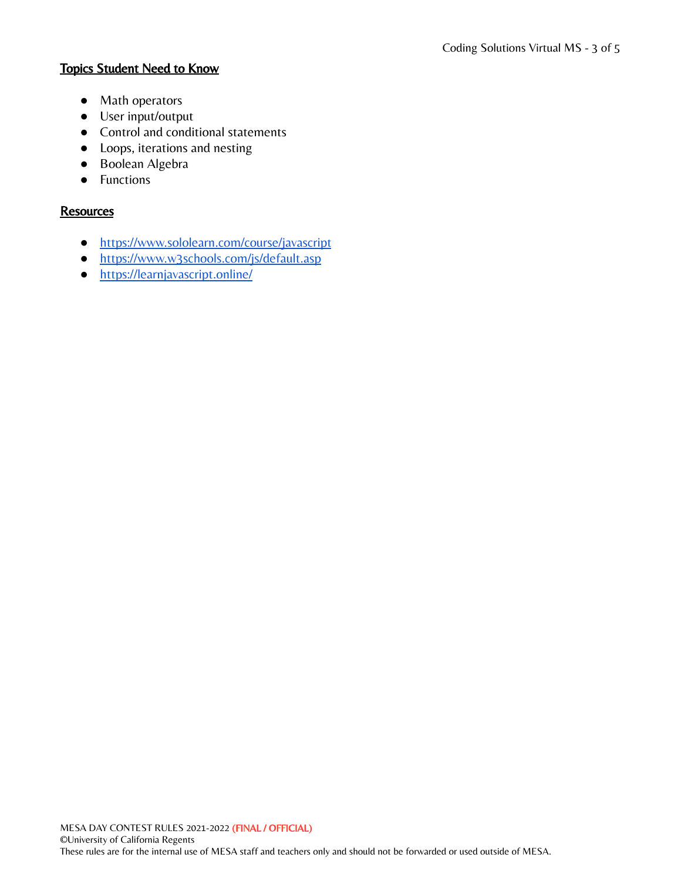## Topics Student Need to Know

- Math operators
- User input/output
- Control and conditional statements
- Loops, iterations and nesting
- Boolean Algebra
- Functions

## Resources

- https://www.sololearn.com/course/javascript
- https://www.w3schools.com/js/default.asp
- https://learnjavascript.online/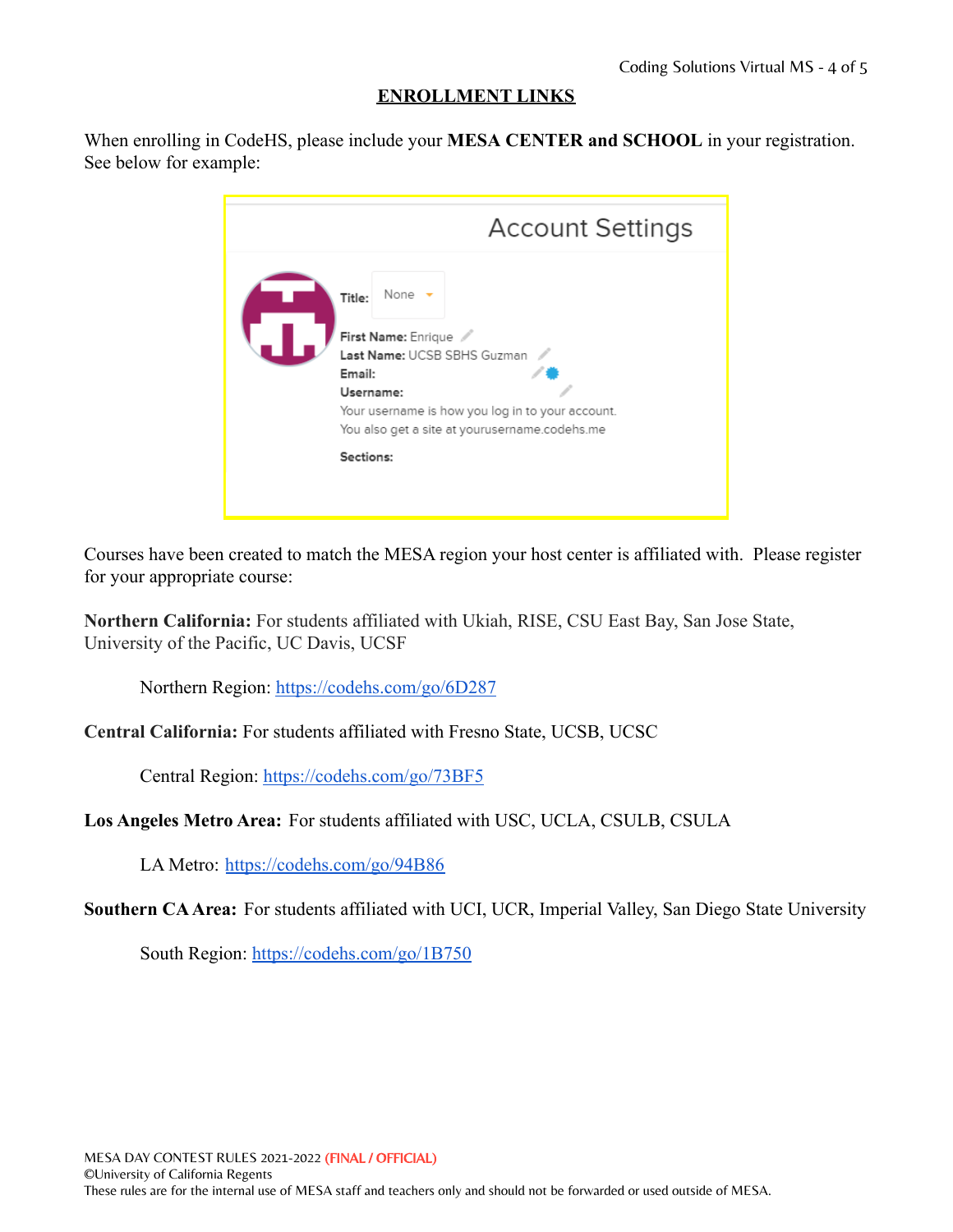## ENROLLMENT LINKS

When enrolling in CodeHS, please include your **MESA CENTER and SCHOOL** in your registration. See below for example:

Courses have been created to match the MESA region your host center is affiliated with. Please register for your appropriate course:

**Northern California:** For students affiliated with Ukiah, RISE, CSU East Bay, San Jose State, University of the Pacific, UC Davis, UCSF

Northern Region: https://codehs.com/go/6D287

**Central California:** For students affiliated with Fresno State, UCSB, UCSC

Central Region: https://codehs.com/go/73BF5

**Los Angeles Metro Area:** For students affiliated with USC, UCLA, CSULB, CSULA

LA Metro: https://codehs.com/go/94B86

**Southern CA Area:** For students affiliated with UCI, UCR, Imperial Valley, San Diego State University

South Region: https://codehs.com/go/1B750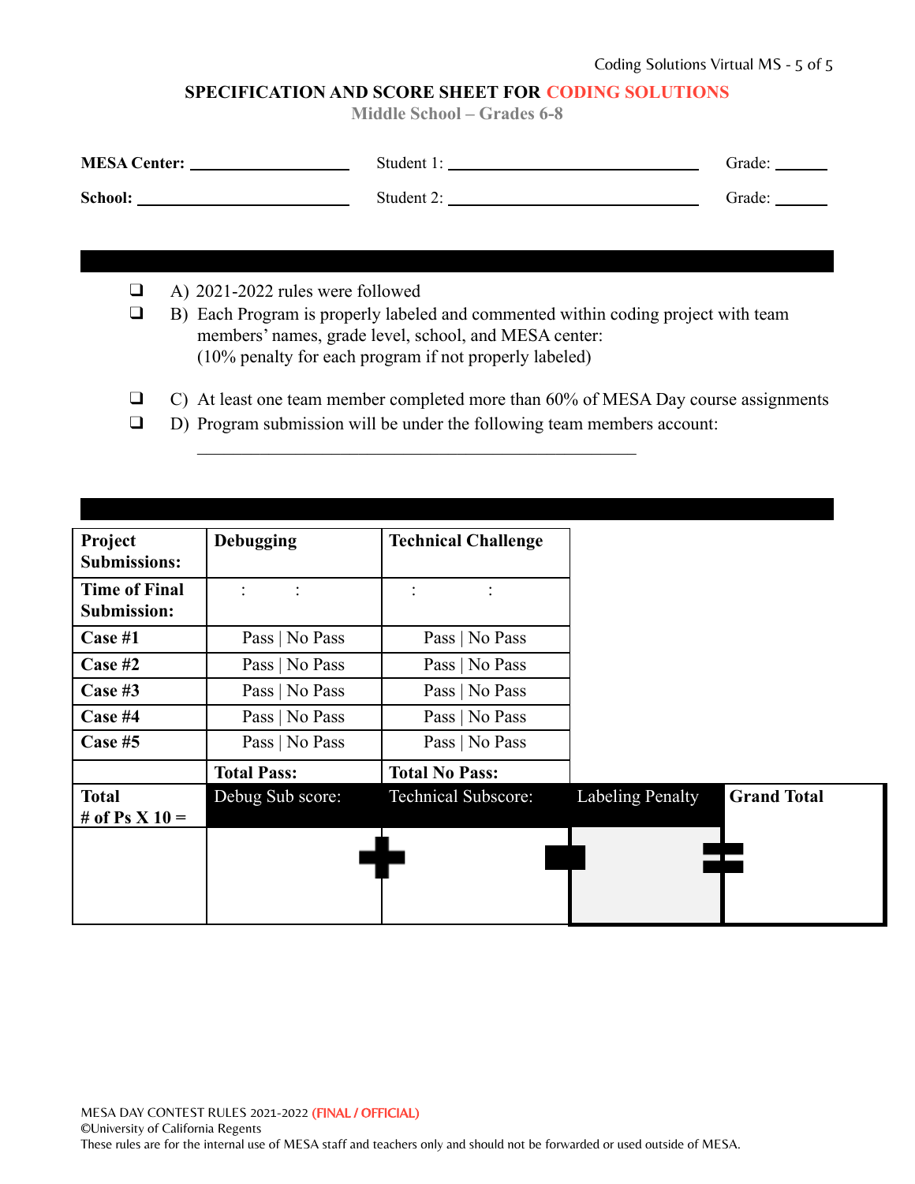**SPECIFICATION AND SCORE SHEET FOR CODING SOLUTIONS**

**Middle School – Grades 6-8**

**MESA Center:** ____________________ Student 1: ______________________________ Grade: ______

**School:** ____________________ Student 2: ______________________________ Grade: ______

- ❑ A) 2021-2022 rules were followed
- ❑ B) Each Program is properly labeled and commented within coding project with team members' names, grade level, school, and MESA center: (10% penalty for each program if not properly labeled)
- ❑ C) At least one team member completed more than 60% of MESA Day course assignments
- ❑ D) Program submission will be under the following team members account: ____________________________________________

| | | | | |
|---|---|---|---|---|
| **Project Submissions:** | **Debugging** | **Technical Challenge** | | |
| **Time of Final Submission:** | : : | : : | | |
| **Case #1** | Pass \| No Pass | Pass \| No Pass | | |
| **Case #2** | Pass \| No Pass | Pass \| No Pass | | |
| **Case #3** | Pass \| No Pass | Pass \| No Pass | | |
| **Case #4** | Pass \| No Pass | Pass \| No Pass | | |
| **Case #5** | Pass \| No Pass | Pass \| No Pass | | |
| | **Total Pass:** | **Total No Pass:** | | |
| **Total # of Ps X 10 =** | Debug Sub score: | Technical Subscore: | Labeling Penalty | **Grand Total** |
| | + | − | = | |